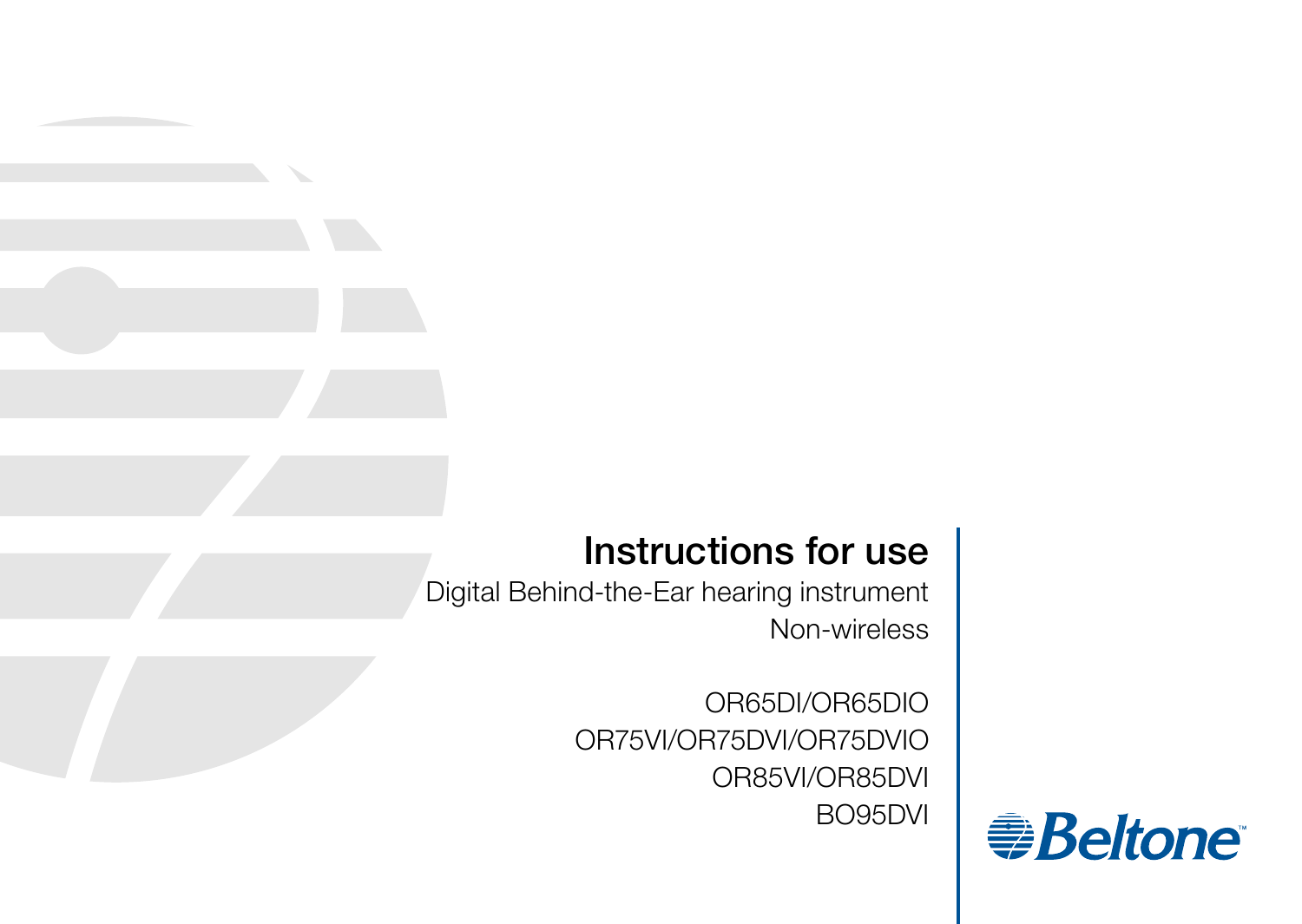# Instructions for use

Digital Behind-the-Ear hearing instrument

Non-wireless

OR65DI/OR65DIO
OR75VI/OR75DVI/OR75DVIO
OR85VI/OR85DVI
BO95DVI

Beltone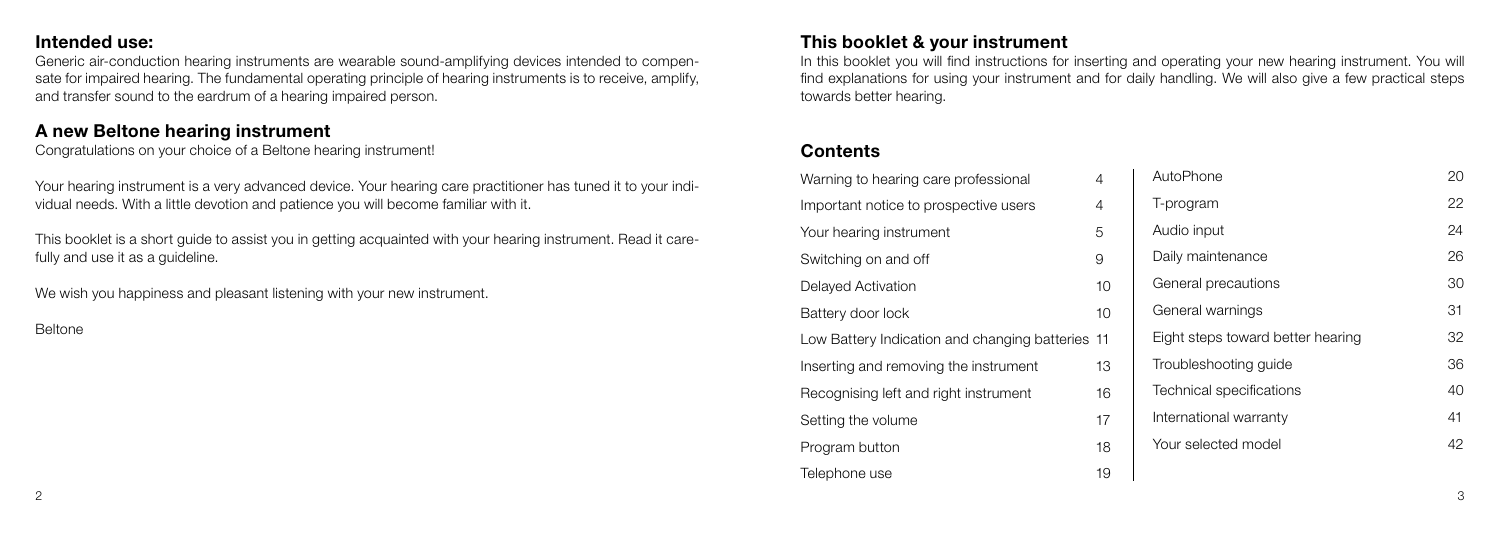## Intended use:

Generic air-conduction hearing instruments are wearable sound-amplifying devices intended to compensate for impaired hearing. The fundamental operating principle of hearing instruments is to receive, amplify, and transfer sound to the eardrum of a hearing impaired person.

## A new Beltone hearing instrument

Congratulations on your choice of a Beltone hearing instrument!

Your hearing instrument is a very advanced device. Your hearing care practitioner has tuned it to your individual needs. With a little devotion and patience you will become familiar with it.

This booklet is a short guide to assist you in getting acquainted with your hearing instrument. Read it carefully and use it as a guideline.

We wish you happiness and pleasant listening with your new instrument.

Beltone

## This booklet & your instrument

In this booklet you will find instructions for inserting and operating your new hearing instrument. You will find explanations for using your instrument and for daily handling. We will also give a few practical steps towards better hearing.

## Contents

| | |
|---|---|
| Warning to hearing care professional | 4 |
| Important notice to prospective users | 4 |
| Your hearing instrument | 5 |
| Switching on and off | 9 |
| Delayed Activation | 10 |
| Battery door lock | 10 |
| Low Battery Indication and changing batteries | 11 |
| Inserting and removing the instrument | 13 |
| Recognising left and right instrument | 16 |
| Setting the volume | 17 |
| Program button | 18 |
| Telephone use | 19 |
| AutoPhone | 20 |
| T-program | 22 |
| Audio input | 24 |
| Daily maintenance | 26 |
| General precautions | 30 |
| General warnings | 31 |
| Eight steps toward better hearing | 32 |
| Troubleshooting guide | 36 |
| Technical specifications | 40 |
| International warranty | 41 |
| Your selected model | 42 |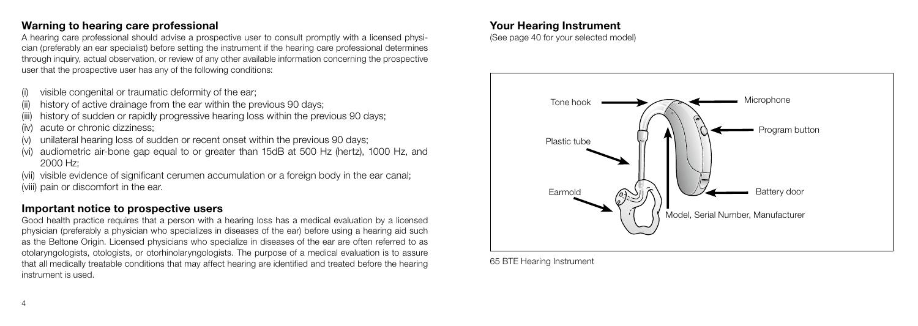## Warning to hearing care professional

A hearing care professional should advise a prospective user to consult promptly with a licensed physician (preferably an ear specialist) before setting the instrument if the hearing care professional determines through inquiry, actual observation, or review of any other available information concerning the prospective user that the prospective user has any of the following conditions:

(i) visible congenital or traumatic deformity of the ear;
(ii) history of active drainage from the ear within the previous 90 days;
(iii) history of sudden or rapidly progressive hearing loss within the previous 90 days;
(iv) acute or chronic dizziness;
(v) unilateral hearing loss of sudden or recent onset within the previous 90 days;
(vi) audiometric air-bone gap equal to or greater than 15dB at 500 Hz (hertz), 1000 Hz, and 2000 Hz;
(vii) visible evidence of significant cerumen accumulation or a foreign body in the ear canal;
(viii) pain or discomfort in the ear.

## Important notice to prospective users

Good health practice requires that a person with a hearing loss has a medical evaluation by a licensed physician (preferably a physician who specializes in diseases of the ear) before using a hearing aid such as the Beltone Origin. Licensed physicians who specialize in diseases of the ear are often referred to as otolaryngologists, otologists, or otorhinolaryngologists. The purpose of a medical evaluation is to assure that all medically treatable conditions that may affect hearing are identified and treated before the hearing instrument is used.

## Your Hearing Instrument

(See page 40 for your selected model)

Tone hook
Microphone
Program button
Plastic tube
Earmold
Battery door
Model, Serial Number, Manufacturer

65 BTE Hearing Instrument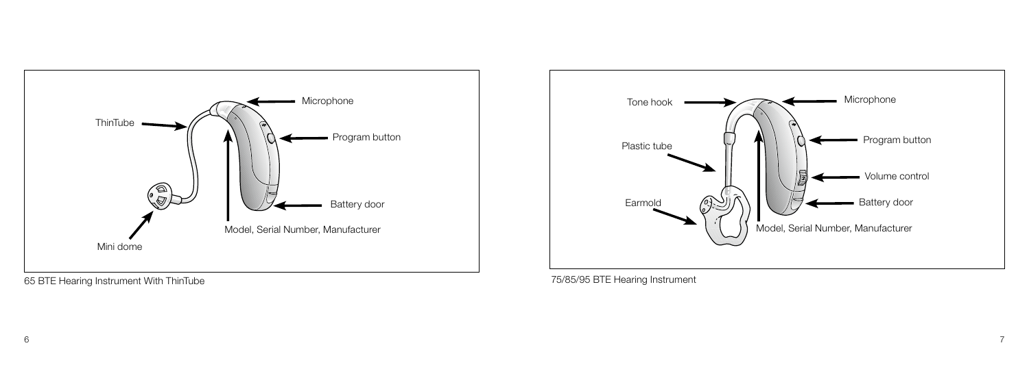Microphone

ThinTube

Program button

Battery door

Model, Serial Number, Manufacturer

Mini dome

65 BTE Hearing Instrument With ThinTube

Tone hook

Microphone

Program button

Plastic tube

Volume control

Earmold

Battery door

Model, Serial Number, Manufacturer

75/85/95 BTE Hearing Instrument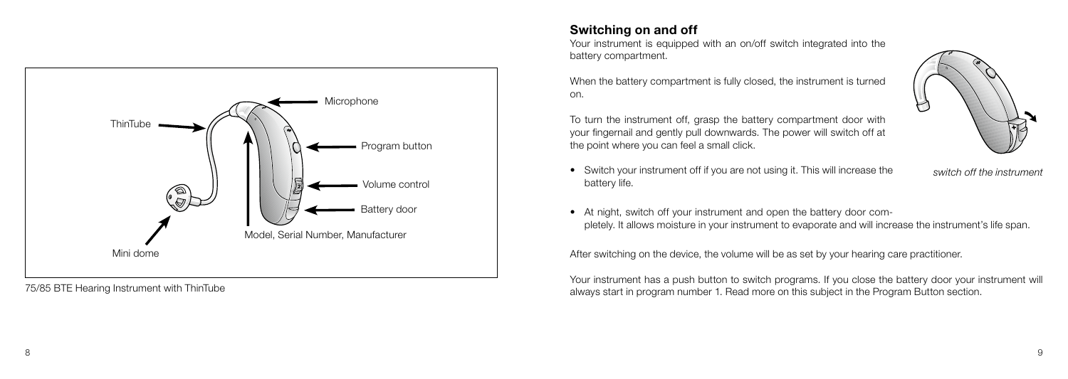ThinTube

Microphone

Program button

Volume control

Battery door

Model, Serial Number, Manufacturer

Mini dome

75/85 BTE Hearing Instrument with ThinTube

## Switching on and off

Your instrument is equipped with an on/off switch integrated into the battery compartment.

When the battery compartment is fully closed, the instrument is turned on.

To turn the instrument off, grasp the battery compartment door with your fingernail and gently pull downwards. The power will switch off at the point where you can feel a small click.

*switch off the instrument*

- Switch your instrument off if you are not using it. This will increase the battery life.
- At night, switch off your instrument and open the battery door completely. It allows moisture in your instrument to evaporate and will increase the instrument's life span.

After switching on the device, the volume will be as set by your hearing care practitioner.

Your instrument has a push button to switch programs. If you close the battery door your instrument will always start in program number 1. Read more on this subject in the Program Button section.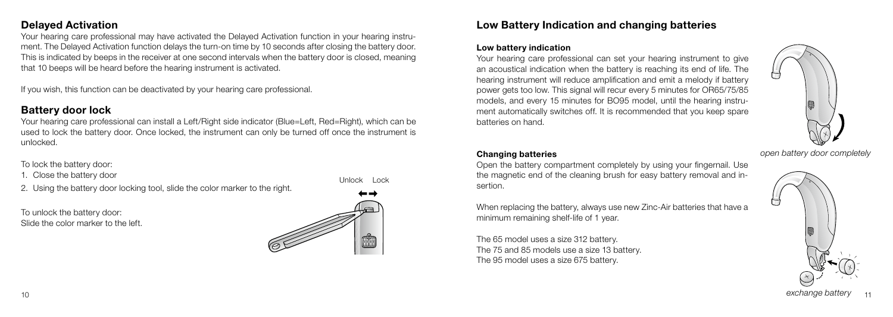## Delayed Activation

Your hearing care professional may have activated the Delayed Activation function in your hearing instrument. The Delayed Activation function delays the turn-on time by 10 seconds after closing the battery door. This is indicated by beeps in the receiver at one second intervals when the battery door is closed, meaning that 10 beeps will be heard before the hearing instrument is activated.

If you wish, this function can be deactivated by your hearing care professional.

## Battery door lock

Your hearing care professional can install a Left/Right side indicator (Blue=Left, Red=Right), which can be used to lock the battery door. Once locked, the instrument can only be turned off once the instrument is unlocked.

To lock the battery door:

1. Close the battery door
2. Using the battery door locking tool, slide the color marker to the right.

To unlock the battery door:
Slide the color marker to the left.

Unlock Lock

## Low Battery Indication and changing batteries

### Low battery indication

Your hearing care professional can set your hearing instrument to give an acoustical indication when the battery is reaching its end of life. The hearing instrument will reduce amplification and emit a melody if battery power gets too low. This signal will recur every 5 minutes for OR65/75/85 models, and every 15 minutes for BO95 model, until the hearing instrument automatically switches off. It is recommended that you keep spare batteries on hand.

*open battery door completely*

### Changing batteries

Open the battery compartment completely by using your fingernail. Use the magnetic end of the cleaning brush for easy battery removal and insertion.

When replacing the battery, always use new Zinc-Air batteries that have a minimum remaining shelf-life of 1 year.

The 65 model uses a size 312 battery.
The 75 and 85 models use a size 13 battery.
The 95 model uses a size 675 battery.

*exchange battery*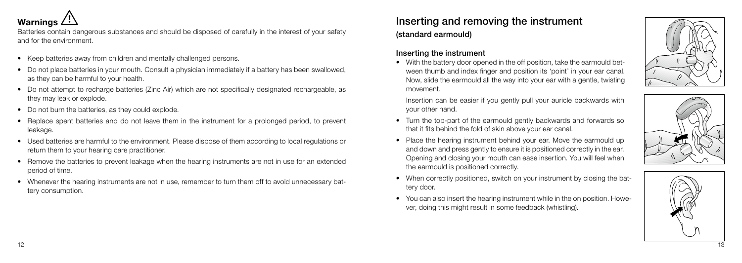## Warnings ⚠

Batteries contain dangerous substances and should be disposed of carefully in the interest of your safety and for the environment.

- Keep batteries away from children and mentally challenged persons.
- Do not place batteries in your mouth. Consult a physician immediately if a battery has been swallowed, as they can be harmful to your health.
- Do not attempt to recharge batteries (Zinc Air) which are not specifically designated rechargeable, as they may leak or explode.
- Do not burn the batteries, as they could explode.
- Replace spent batteries and do not leave them in the instrument for a prolonged period, to prevent leakage.
- Used batteries are harmful to the environment. Please dispose of them according to local regulations or return them to your hearing care practitioner.
- Remove the batteries to prevent leakage when the hearing instruments are not in use for an extended period of time.
- Whenever the hearing instruments are not in use, remember to turn them off to avoid unnecessary battery consumption.

## Inserting and removing the instrument

**(standard earmould)**

### Inserting the instrument

- With the battery door opened in the off position, take the earmould between thumb and index finger and position its 'point' in your ear canal. Now, slide the earmould all the way into your ear with a gentle, twisting movement.

  Insertion can be easier if you gently pull your auricle backwards with your other hand.

- Turn the top-part of the earmould gently backwards and forwards so that it fits behind the fold of skin above your ear canal.
- Place the hearing instrument behind your ear. Move the earmould up and down and press gently to ensure it is positioned correctly in the ear. Opening and closing your mouth can ease insertion. You will feel when the earmould is positioned correctly.
- When correctly positioned, switch on your instrument by closing the battery door.
- You can also insert the hearing instrument while in the on position. However, doing this might result in some feedback (whistling).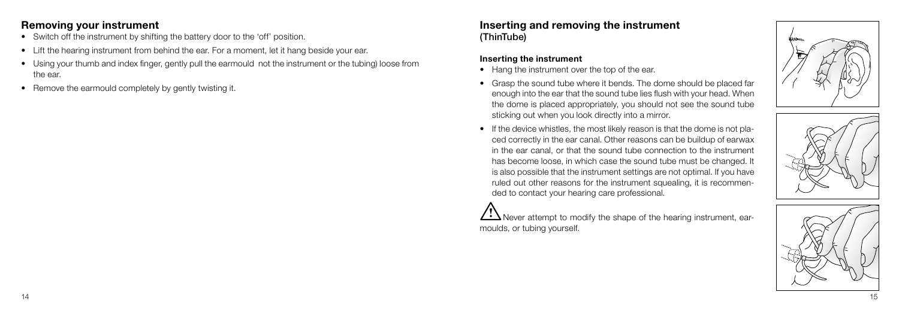## Removing your instrument

- Switch off the instrument by shifting the battery door to the 'off' position.
- Lift the hearing instrument from behind the ear. For a moment, let it hang beside your ear.
- Using your thumb and index finger, gently pull the earmould not the instrument or the tubing) loose from the ear.
- Remove the earmould completely by gently twisting it.

## Inserting and removing the instrument (ThinTube)

### Inserting the instrument

- Hang the instrument over the top of the ear.
- Grasp the sound tube where it bends. The dome should be placed far enough into the ear that the sound tube lies flush with your head. When the dome is placed appropriately, you should not see the sound tube sticking out when you look directly into a mirror.
- If the device whistles, the most likely reason is that the dome is not placed correctly in the ear canal. Other reasons can be buildup of earwax in the ear canal, or that the sound tube connection to the instrument has become loose, in which case the sound tube must be changed. It is also possible that the instrument settings are not optimal. If you have ruled out other reasons for the instrument squealing, it is recommended to contact your hearing care professional.

⚠ Never attempt to modify the shape of the hearing instrument, earmoulds, or tubing yourself.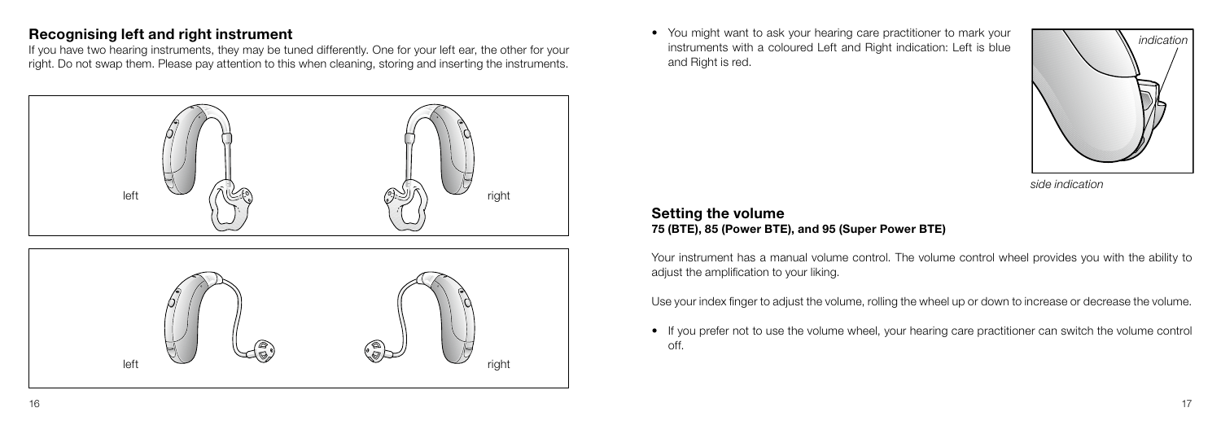## Recognising left and right instrument

If you have two hearing instruments, they may be tuned differently. One for your left ear, the other for your right. Do not swap them. Please pay attention to this when cleaning, storing and inserting the instruments.

left

right

left

right

- You might want to ask your hearing care practitioner to mark your instruments with a coloured Left and Right indication: Left is blue and Right is red.

*indication*

*side indication*

## Setting the volume

**75 (BTE), 85 (Power BTE), and 95 (Super Power BTE)**

Your instrument has a manual volume control. The volume control wheel provides you with the ability to adjust the amplification to your liking.

Use your index finger to adjust the volume, rolling the wheel up or down to increase or decrease the volume.

- If you prefer not to use the volume wheel, your hearing care practitioner can switch the volume control off.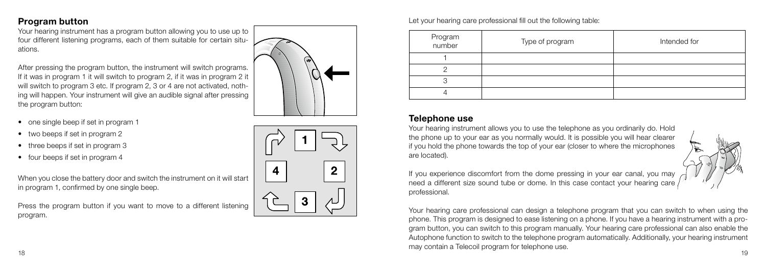## Program button

Your hearing instrument has a program button allowing you to use up to four different listening programs, each of them suitable for certain situations.

After pressing the program button, the instrument will switch programs. If it was in program 1 it will switch to program 2, if it was in program 2 it will switch to program 3 etc. If program 2, 3 or 4 are not activated, nothing will happen. Your instrument will give an audible signal after pressing the program button:

- one single beep if set in program 1
- two beeps if set in program 2
- three beeps if set in program 3
- four beeps if set in program 4

When you close the battery door and switch the instrument on it will start in program 1, confirmed by one single beep.

Press the program button if you want to move to a different listening program.

Let your hearing care professional fill out the following table:

| Program number | Type of program | Intended for |
|---|---|---|
| 1 | | |
| 2 | | |
| 3 | | |
| 4 | | |

## Telephone use

Your hearing instrument allows you to use the telephone as you ordinarily do. Hold the phone up to your ear as you normally would. It is possible you will hear clearer if you hold the phone towards the top of your ear (closer to where the microphones are located).

If you experience discomfort from the dome pressing in your ear canal, you may need a different size sound tube or dome. In this case contact your hearing care professional.

Your hearing care professional can design a telephone program that you can switch to when using the phone. This program is designed to ease listening on a phone. If you have a hearing instrument with a program button, you can switch to this program manually. Your hearing care professional can also enable the Autophone function to switch to the telephone program automatically. Additionally, your hearing instrument may contain a Telecoil program for telephone use.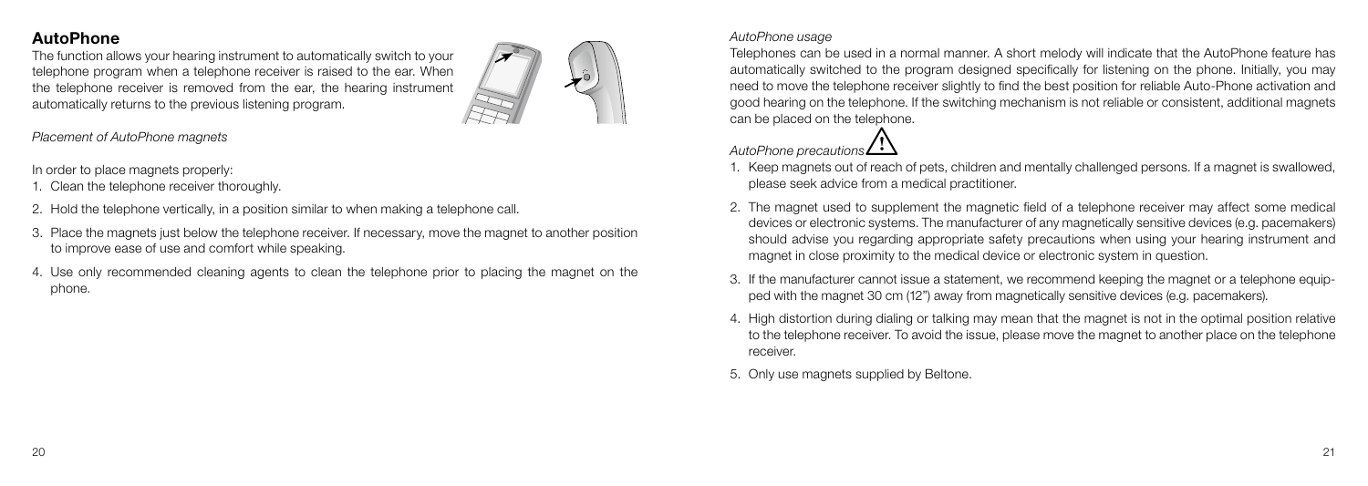## AutoPhone

The function allows your hearing instrument to automatically switch to your telephone program when a telephone receiver is raised to the ear. When the telephone receiver is removed from the ear, the hearing instrument automatically returns to the previous listening program.

*Placement of AutoPhone magnets*

In order to place magnets properly:

1. Clean the telephone receiver thoroughly.
2. Hold the telephone vertically, in a position similar to when making a telephone call.
3. Place the magnets just below the telephone receiver. If necessary, move the magnet to another position to improve ease of use and comfort while speaking.
4. Use only recommended cleaning agents to clean the telephone prior to placing the magnet on the phone.

*AutoPhone usage*

Telephones can be used in a normal manner. A short melody will indicate that the AutoPhone feature has automatically switched to the program designed specifically for listening on the phone. Initially, you may need to move the telephone receiver slightly to find the best position for reliable Auto-Phone activation and good hearing on the telephone. If the switching mechanism is not reliable or consistent, additional magnets can be placed on the telephone.

*AutoPhone precautions* ⚠

1. Keep magnets out of reach of pets, children and mentally challenged persons. If a magnet is swallowed, please seek advice from a medical practitioner.
2. The magnet used to supplement the magnetic field of a telephone receiver may affect some medical devices or electronic systems. The manufacturer of any magnetically sensitive devices (e.g. pacemakers) should advise you regarding appropriate safety precautions when using your hearing instrument and magnet in close proximity to the medical device or electronic system in question.
3. If the manufacturer cannot issue a statement, we recommend keeping the magnet or a telephone equipped with the magnet 30 cm (12") away from magnetically sensitive devices (e.g. pacemakers).
4. High distortion during dialing or talking may mean that the magnet is not in the optimal position relative to the telephone receiver. To avoid the issue, please move the magnet to another place on the telephone receiver.
5. Only use magnets supplied by Beltone.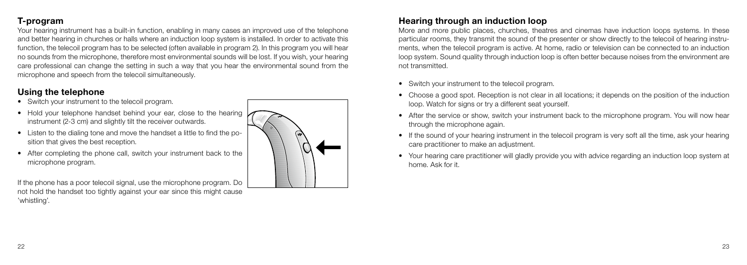## T-program

Your hearing instrument has a built-in function, enabling in many cases an improved use of the telephone and better hearing in churches or halls where an induction loop system is installed. In order to activate this function, the telecoil program has to be selected (often available in program 2). In this program you will hear no sounds from the microphone, therefore most environmental sounds will be lost. If you wish, your hearing care professional can change the setting in such a way that you hear the environmental sound from the microphone and speech from the telecoil simultaneously.

## Using the telephone

- Switch your instrument to the telecoil program.
- Hold your telephone handset behind your ear, close to the hearing instrument (2-3 cm) and slightly tilt the receiver outwards.
- Listen to the dialing tone and move the handset a little to find the position that gives the best reception.
- After completing the phone call, switch your instrument back to the microphone program.

If the phone has a poor telecoil signal, use the microphone program. Do not hold the handset too tightly against your ear since this might cause 'whistling'.

## Hearing through an induction loop

More and more public places, churches, theatres and cinemas have induction loops systems. In these particular rooms, they transmit the sound of the presenter or show directly to the telecoil of hearing instruments, when the telecoil program is active. At home, radio or television can be connected to an induction loop system. Sound quality through induction loop is often better because noises from the environment are not transmitted.

- Switch your instrument to the telecoil program.
- Choose a good spot. Reception is not clear in all locations; it depends on the position of the induction loop. Watch for signs or try a different seat yourself.
- After the service or show, switch your instrument back to the microphone program. You will now hear through the microphone again.
- If the sound of your hearing instrument in the telecoil program is very soft all the time, ask your hearing care practitioner to make an adjustment.
- Your hearing care practitioner will gladly provide you with advice regarding an induction loop system at home. Ask for it.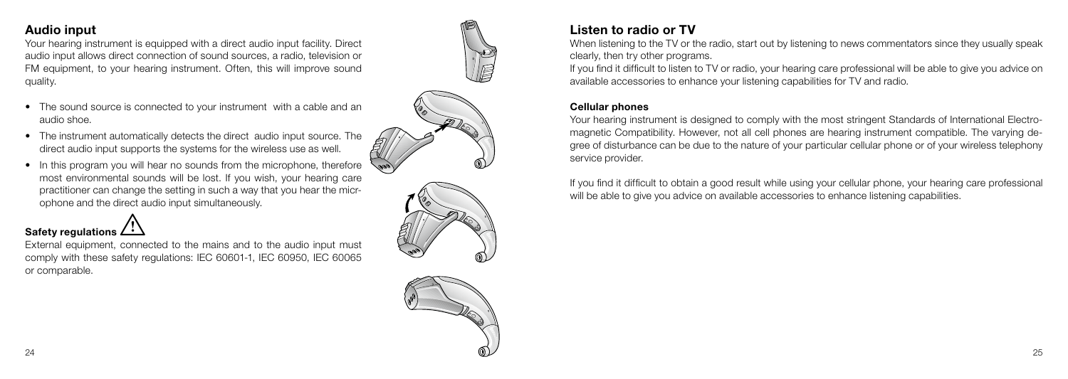## Audio input

Your hearing instrument is equipped with a direct audio input facility. Direct audio input allows direct connection of sound sources, a radio, television or FM equipment, to your hearing instrument. Often, this will improve sound quality.

- The sound source is connected to your instrument with a cable and an audio shoe.
- The instrument automatically detects the direct audio input source. The direct audio input supports the systems for the wireless use as well.
- In this program you will hear no sounds from the microphone, therefore most environmental sounds will be lost. If you wish, your hearing care practitioner can change the setting in such a way that you hear the microphone and the direct audio input simultaneously.

### Safety regulations ⚠

External equipment, connected to the mains and to the audio input must comply with these safety regulations: IEC 60601-1, IEC 60950, IEC 60065 or comparable.

## Listen to radio or TV

When listening to the TV or the radio, start out by listening to news commentators since they usually speak clearly, then try other programs.

If you find it difficult to listen to TV or radio, your hearing care professional will be able to give you advice on available accessories to enhance your listening capabilities for TV and radio.

### Cellular phones

Your hearing instrument is designed to comply with the most stringent Standards of International Electromagnetic Compatibility. However, not all cell phones are hearing instrument compatible. The varying degree of disturbance can be due to the nature of your particular cellular phone or of your wireless telephony service provider.

If you find it difficult to obtain a good result while using your cellular phone, your hearing care professional will be able to give you advice on available accessories to enhance listening capabilities.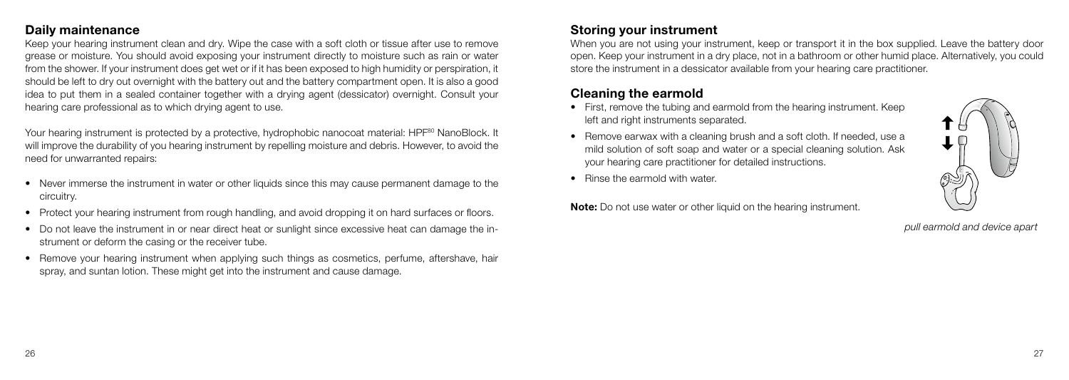## Daily maintenance

Keep your hearing instrument clean and dry. Wipe the case with a soft cloth or tissue after use to remove grease or moisture. You should avoid exposing your instrument directly to moisture such as rain or water from the shower. If your instrument does get wet or if it has been exposed to high humidity or perspiration, it should be left to dry out overnight with the battery out and the battery compartment open. It is also a good idea to put them in a sealed container together with a drying agent (dessicator) overnight. Consult your hearing care professional as to which drying agent to use.

Your hearing instrument is protected by a protective, hydrophobic nanocoat material: HPF[80] NanoBlock. It will improve the durability of you hearing instrument by repelling moisture and debris. However, to avoid the need for unwarranted repairs:

- Never immerse the instrument in water or other liquids since this may cause permanent damage to the circuitry.
- Protect your hearing instrument from rough handling, and avoid dropping it on hard surfaces or floors.
- Do not leave the instrument in or near direct heat or sunlight since excessive heat can damage the instrument or deform the casing or the receiver tube.
- Remove your hearing instrument when applying such things as cosmetics, perfume, aftershave, hair spray, and suntan lotion. These might get into the instrument and cause damage.

## Storing your instrument

When you are not using your instrument, keep or transport it in the box supplied. Leave the battery door open. Keep your instrument in a dry place, not in a bathroom or other humid place. Alternatively, you could store the instrument in a dessicator available from your hearing care practitioner.

## Cleaning the earmold

- First, remove the tubing and earmold from the hearing instrument. Keep left and right instruments separated.
- Remove earwax with a cleaning brush and a soft cloth. If needed, use a mild solution of soft soap and water or a special cleaning solution. Ask your hearing care practitioner for detailed instructions.
- Rinse the earmold with water.

**Note:** Do not use water or other liquid on the hearing instrument.

*pull earmold and device apart*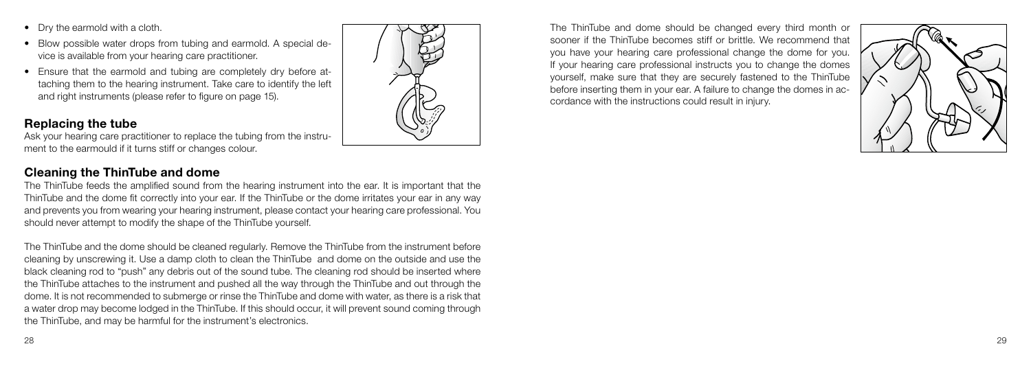- Dry the earmold with a cloth.
- Blow possible water drops from tubing and earmold. A special device is available from your hearing care practitioner.
- Ensure that the earmold and tubing are completely dry before attaching them to the hearing instrument. Take care to identify the left and right instruments (please refer to figure on page 15).

## Replacing the tube

Ask your hearing care practitioner to replace the tubing from the instrument to the earmould if it turns stiff or changes colour.

## Cleaning the ThinTube and dome

The ThinTube feeds the amplified sound from the hearing instrument into the ear. It is important that the ThinTube and the dome fit correctly into your ear. If the ThinTube or the dome irritates your ear in any way and prevents you from wearing your hearing instrument, please contact your hearing care professional. You should never attempt to modify the shape of the ThinTube yourself.

The ThinTube and the dome should be cleaned regularly. Remove the ThinTube from the instrument before cleaning by unscrewing it. Use a damp cloth to clean the ThinTube and dome on the outside and use the black cleaning rod to "push" any debris out of the sound tube. The cleaning rod should be inserted where the ThinTube attaches to the instrument and pushed all the way through the ThinTube and out through the dome. It is not recommended to submerge or rinse the ThinTube and dome with water, as there is a risk that a water drop may become lodged in the ThinTube. If this should occur, it will prevent sound coming through the ThinTube, and may be harmful for the instrument's electronics.

The ThinTube and dome should be changed every third month or sooner if the ThinTube becomes stiff or brittle. We recommend that you have your hearing care professional change the dome for you. If your hearing care professional instructs you to change the domes yourself, make sure that they are securely fastened to the ThinTube before inserting them in your ear. A failure to change the domes in accordance with the instructions could result in injury.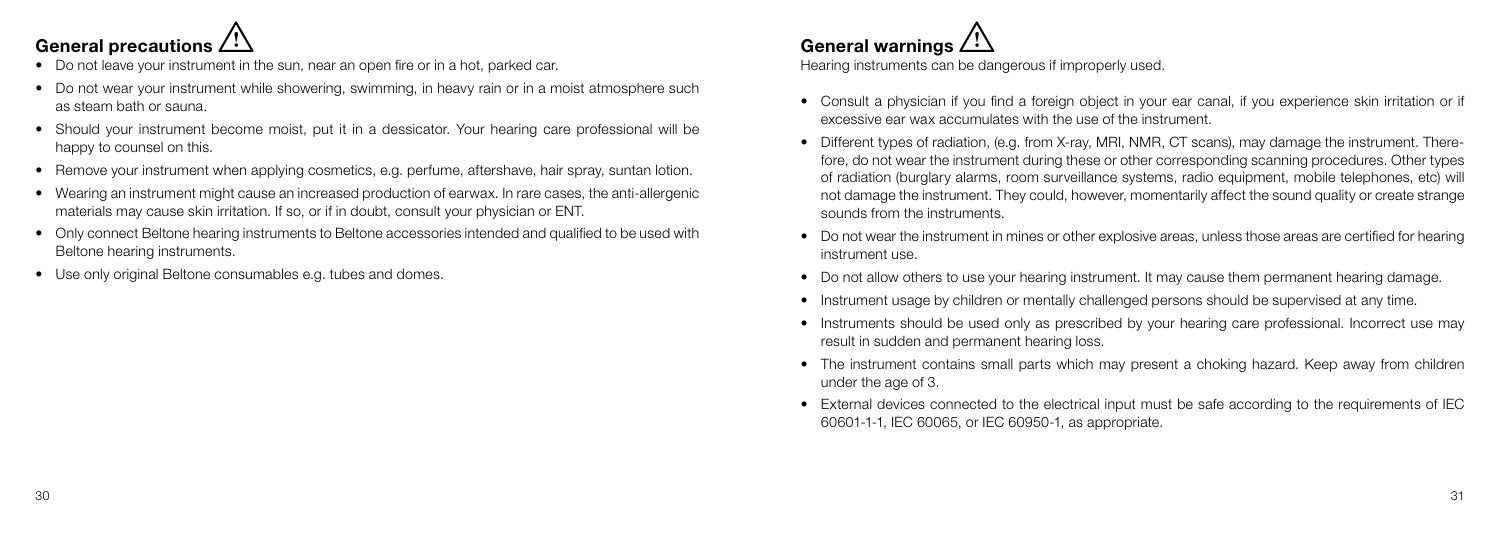## General precautions ⚠

- Do not leave your instrument in the sun, near an open fire or in a hot, parked car.
- Do not wear your instrument while showering, swimming, in heavy rain or in a moist atmosphere such as steam bath or sauna.
- Should your instrument become moist, put it in a dessicator. Your hearing care professional will be happy to counsel on this.
- Remove your instrument when applying cosmetics, e.g. perfume, aftershave, hair spray, suntan lotion.
- Wearing an instrument might cause an increased production of earwax. In rare cases, the anti-allergenic materials may cause skin irritation. If so, or if in doubt, consult your physician or ENT.
- Only connect Beltone hearing instruments to Beltone accessories intended and qualified to be used with Beltone hearing instruments.
- Use only original Beltone consumables e.g. tubes and domes.

## General warnings ⚠

Hearing instruments can be dangerous if improperly used.

- Consult a physician if you find a foreign object in your ear canal, if you experience skin irritation or if excessive ear wax accumulates with the use of the instrument.
- Different types of radiation, (e.g. from X-ray, MRI, NMR, CT scans), may damage the instrument. Therefore, do not wear the instrument during these or other corresponding scanning procedures. Other types of radiation (burglary alarms, room surveillance systems, radio equipment, mobile telephones, etc) will not damage the instrument. They could, however, momentarily affect the sound quality or create strange sounds from the instruments.
- Do not wear the instrument in mines or other explosive areas, unless those areas are certified for hearing instrument use.
- Do not allow others to use your hearing instrument. It may cause them permanent hearing damage.
- Instrument usage by children or mentally challenged persons should be supervised at any time.
- Instruments should be used only as prescribed by your hearing care professional. Incorrect use may result in sudden and permanent hearing loss.
- The instrument contains small parts which may present a choking hazard. Keep away from children under the age of 3.
- External devices connected to the electrical input must be safe according to the requirements of IEC 60601-1-1, IEC 60065, or IEC 60950-1, as appropriate.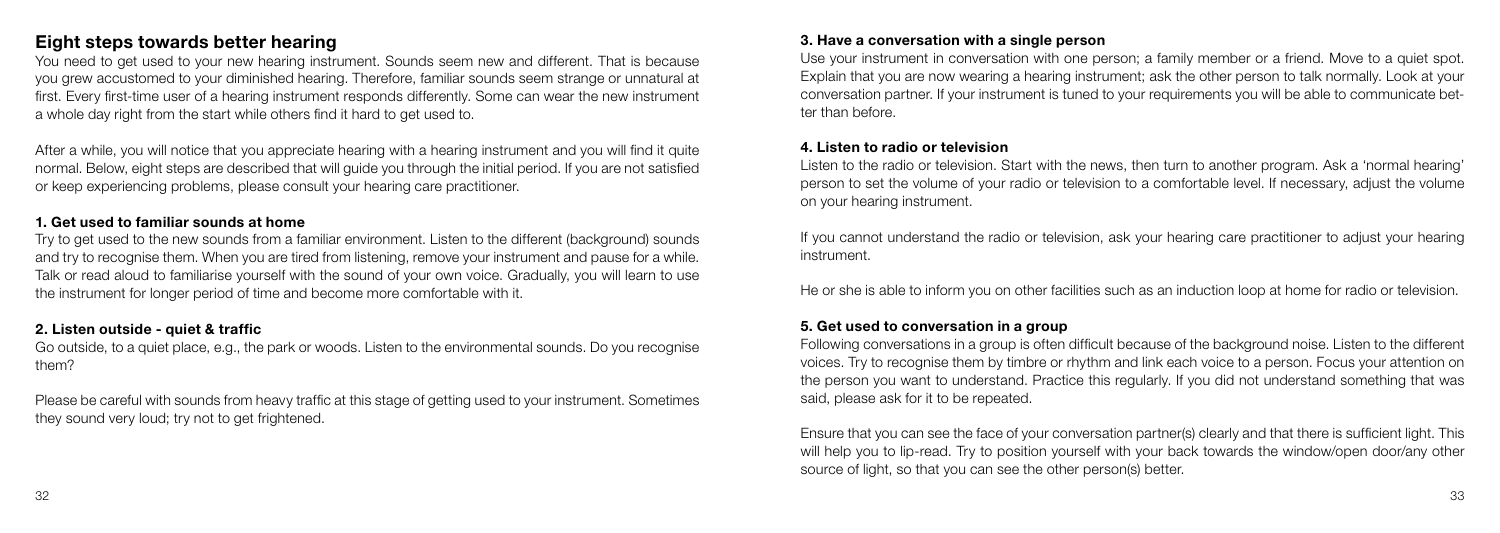## Eight steps towards better hearing

You need to get used to your new hearing instrument. Sounds seem new and different. That is because you grew accustomed to your diminished hearing. Therefore, familiar sounds seem strange or unnatural at first. Every first-time user of a hearing instrument responds differently. Some can wear the new instrument a whole day right from the start while others find it hard to get used to.

After a while, you will notice that you appreciate hearing with a hearing instrument and you will find it quite normal. Below, eight steps are described that will guide you through the initial period. If you are not satisfied or keep experiencing problems, please consult your hearing care practitioner.

### 1. Get used to familiar sounds at home

Try to get used to the new sounds from a familiar environment. Listen to the different (background) sounds and try to recognise them. When you are tired from listening, remove your instrument and pause for a while. Talk or read aloud to familiarise yourself with the sound of your own voice. Gradually, you will learn to use the instrument for longer period of time and become more comfortable with it.

### 2. Listen outside - quiet & traffic

Go outside, to a quiet place, e.g., the park or woods. Listen to the environmental sounds. Do you recognise them?

Please be careful with sounds from heavy traffic at this stage of getting used to your instrument. Sometimes they sound very loud; try not to get frightened.

### 3. Have a conversation with a single person

Use your instrument in conversation with one person; a family member or a friend. Move to a quiet spot. Explain that you are now wearing a hearing instrument; ask the other person to talk normally. Look at your conversation partner. If your instrument is tuned to your requirements you will be able to communicate better than before.

### 4. Listen to radio or television

Listen to the radio or television. Start with the news, then turn to another program. Ask a 'normal hearing' person to set the volume of your radio or television to a comfortable level. If necessary, adjust the volume on your hearing instrument.

If you cannot understand the radio or television, ask your hearing care practitioner to adjust your hearing instrument.

He or she is able to inform you on other facilities such as an induction loop at home for radio or television.

### 5. Get used to conversation in a group

Following conversations in a group is often difficult because of the background noise. Listen to the different voices. Try to recognise them by timbre or rhythm and link each voice to a person. Focus your attention on the person you want to understand. Practice this regularly. If you did not understand something that was said, please ask for it to be repeated.

Ensure that you can see the face of your conversation partner(s) clearly and that there is sufficient light. This will help you to lip-read. Try to position yourself with your back towards the window/open door/any other source of light, so that you can see the other person(s) better.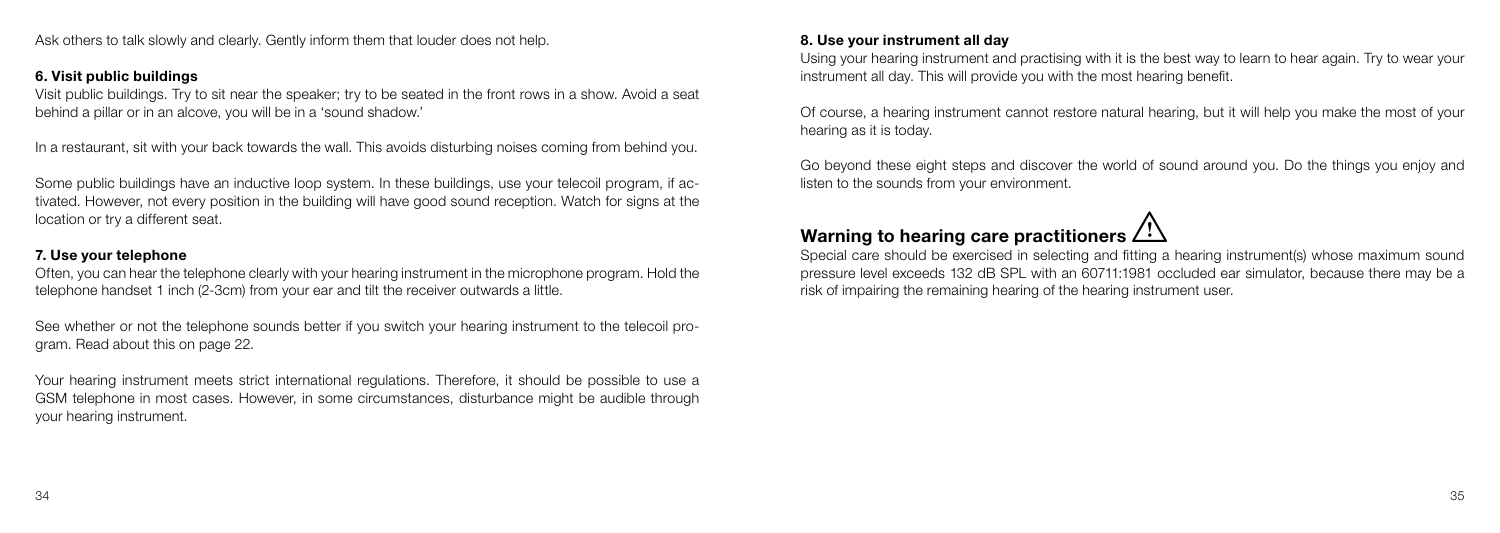Ask others to talk slowly and clearly. Gently inform them that louder does not help.

**6. Visit public buildings**

Visit public buildings. Try to sit near the speaker; try to be seated in the front rows in a show. Avoid a seat behind a pillar or in an alcove, you will be in a 'sound shadow.'

In a restaurant, sit with your back towards the wall. This avoids disturbing noises coming from behind you.

Some public buildings have an inductive loop system. In these buildings, use your telecoil program, if activated. However, not every position in the building will have good sound reception. Watch for signs at the location or try a different seat.

**7. Use your telephone**

Often, you can hear the telephone clearly with your hearing instrument in the microphone program. Hold the telephone handset 1 inch (2-3cm) from your ear and tilt the receiver outwards a little.

See whether or not the telephone sounds better if you switch your hearing instrument to the telecoil program. Read about this on page 22.

Your hearing instrument meets strict international regulations. Therefore, it should be possible to use a GSM telephone in most cases. However, in some circumstances, disturbance might be audible through your hearing instrument.

**8. Use your instrument all day**

Using your hearing instrument and practising with it is the best way to learn to hear again. Try to wear your instrument all day. This will provide you with the most hearing benefit.

Of course, a hearing instrument cannot restore natural hearing, but it will help you make the most of your hearing as it is today.

Go beyond these eight steps and discover the world of sound around you. Do the things you enjoy and listen to the sounds from your environment.

## Warning to hearing care practitioners ⚠

Special care should be exercised in selecting and fitting a hearing instrument(s) whose maximum sound pressure level exceeds 132 dB SPL with an 60711:1981 occluded ear simulator, because there may be a risk of impairing the remaining hearing of the hearing instrument user.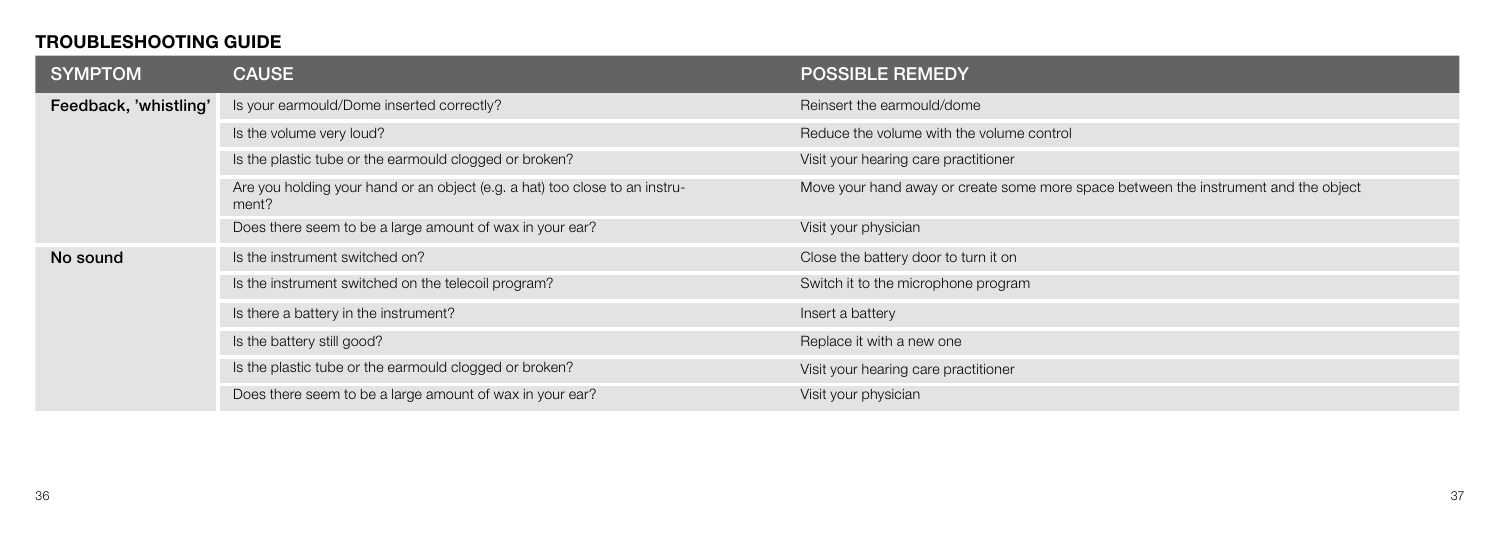## TROUBLESHOOTING GUIDE

| SYMPTOM | CAUSE | POSSIBLE REMEDY |
| --- | --- | --- |
| Feedback, 'whistling' | Is your earmould/Dome inserted correctly? | Reinsert the earmould/dome |
| | Is the volume very loud? | Reduce the volume with the volume control |
| | Is the plastic tube or the earmould clogged or broken? | Visit your hearing care practitioner |
| | Are you holding your hand or an object (e.g. a hat) too close to an instrument? | Move your hand away or create some more space between the instrument and the object |
| | Does there seem to be a large amount of wax in your ear? | Visit your physician |
| No sound | Is the instrument switched on? | Close the battery door to turn it on |
| | Is the instrument switched on the telecoil program? | Switch it to the microphone program |
| | Is there a battery in the instrument? | Insert a battery |
| | Is the battery still good? | Replace it with a new one |
| | Is the plastic tube or the earmould clogged or broken? | Visit your hearing care practitioner |
| | Does there seem to be a large amount of wax in your ear? | Visit your physician |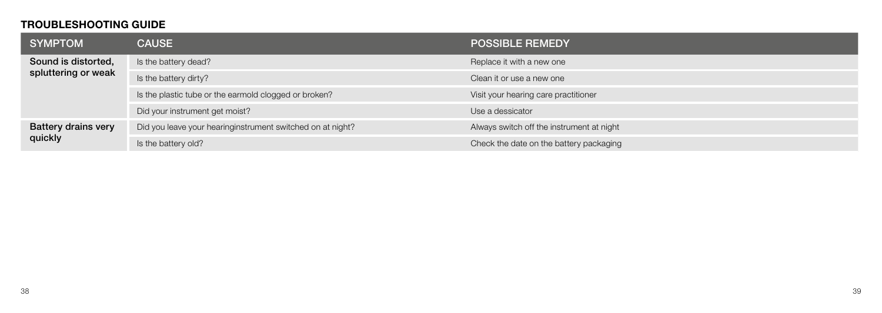## TROUBLESHOOTING GUIDE

| SYMPTOM | CAUSE | POSSIBLE REMEDY |
|---|---|---|
| Sound is distorted, spluttering or weak | Is the battery dead? | Replace it with a new one |
| | Is the battery dirty? | Clean it or use a new one |
| | Is the plastic tube or the earmold clogged or broken? | Visit your hearing care practitioner |
| | Did your instrument get moist? | Use a dessicator |
| Battery drains very quickly | Did you leave your hearinginstrument switched on at night? | Always switch off the instrument at night |
| | Is the battery old? | Check the date on the battery packaging |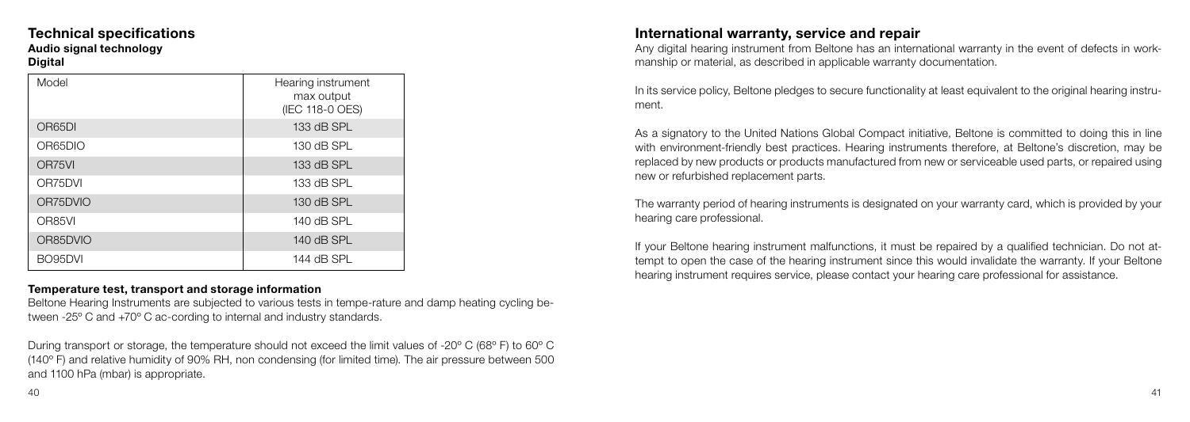## Technical specifications

### Audio signal technology

### Digital

| Model | Hearing instrument max output (IEC 118-0 OES) |
|---|---|
| OR65DI | 133 dB SPL |
| OR65DIO | 130 dB SPL |
| OR75VI | 133 dB SPL |
| OR75DVI | 133 dB SPL |
| OR75DVIO | 130 dB SPL |
| OR85VI | 140 dB SPL |
| OR85DVIO | 140 dB SPL |
| BO95DVI | 144 dB SPL |

### Temperature test, transport and storage information

Beltone Hearing Instruments are subjected to various tests in tempe-rature and damp heating cycling between -25º C and +70º C ac-cording to internal and industry standards.

During transport or storage, the temperature should not exceed the limit values of -20º C (68º F) to 60º C (140º F) and relative humidity of 90% RH, non condensing (for limited time). The air pressure between 500 and 1100 hPa (mbar) is appropriate.

## International warranty, service and repair

Any digital hearing instrument from Beltone has an international warranty in the event of defects in workmanship or material, as described in applicable warranty documentation.

In its service policy, Beltone pledges to secure functionality at least equivalent to the original hearing instrument.

As a signatory to the United Nations Global Compact initiative, Beltone is committed to doing this in line with environment-friendly best practices. Hearing instruments therefore, at Beltone's discretion, may be replaced by new products or products manufactured from new or serviceable used parts, or repaired using new or refurbished replacement parts.

The warranty period of hearing instruments is designated on your warranty card, which is provided by your hearing care professional.

If your Beltone hearing instrument malfunctions, it must be repaired by a qualified technician. Do not attempt to open the case of the hearing instrument since this would invalidate the warranty. If your Beltone hearing instrument requires service, please contact your hearing care professional for assistance.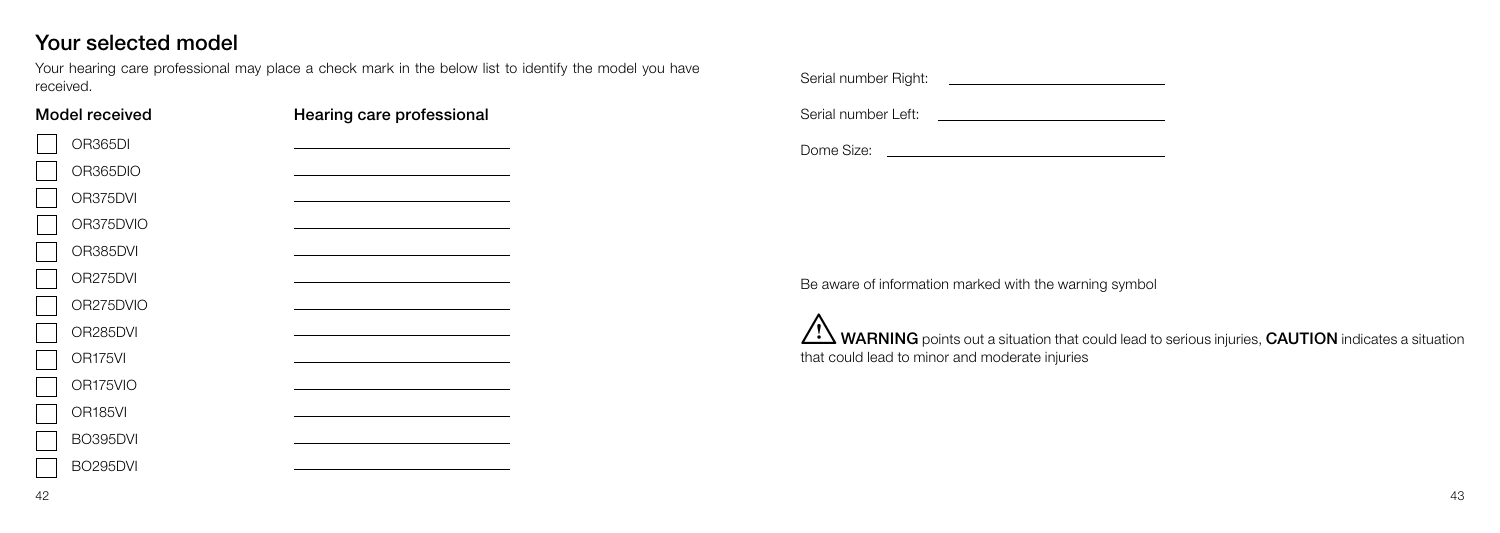## Your selected model

Your hearing care professional may place a check mark in the below list to identify the model you have received.

| Model received | Hearing care professional |
| --- | --- |
| ☐ OR365DI | ______________ |
| ☐ OR365DIO | ______________ |
| ☐ OR375DVI | ______________ |
| ☐ OR375DVIO | ______________ |
| ☐ OR385DVI | ______________ |
| ☐ OR275DVI | ______________ |
| ☐ OR275DVIO | ______________ |
| ☐ OR285DVI | ______________ |
| ☐ OR175VI | ______________ |
| ☐ OR175VIO | ______________ |
| ☐ OR185VI | ______________ |
| ☐ BO395DVI | ______________ |
| ☐ BO295DVI | ______________ |

Serial number Right: ______________

Serial number Left: ______________

Dome Size: ______________

Be aware of information marked with the warning symbol

⚠ **WARNING** points out a situation that could lead to serious injuries, **CAUTION** indicates a situation that could lead to minor and moderate injuries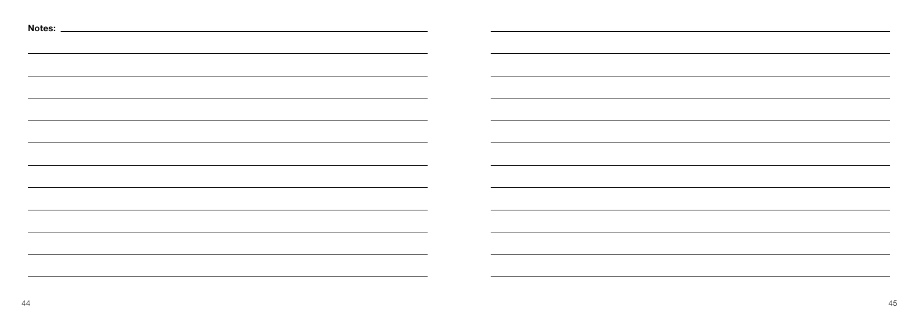**Notes:**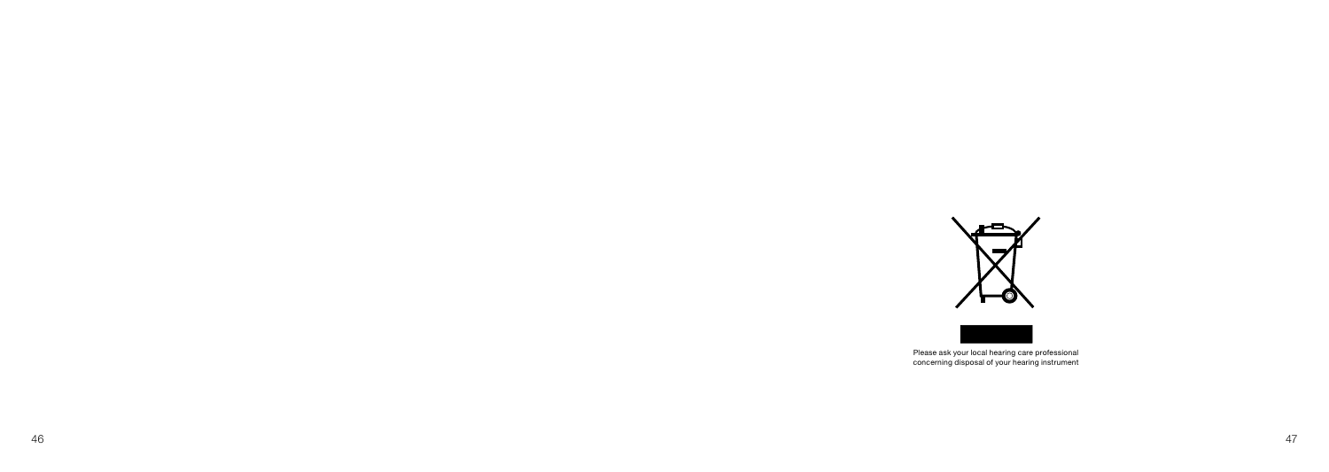Please ask your local hearing care professional concerning disposal of your hearing instrument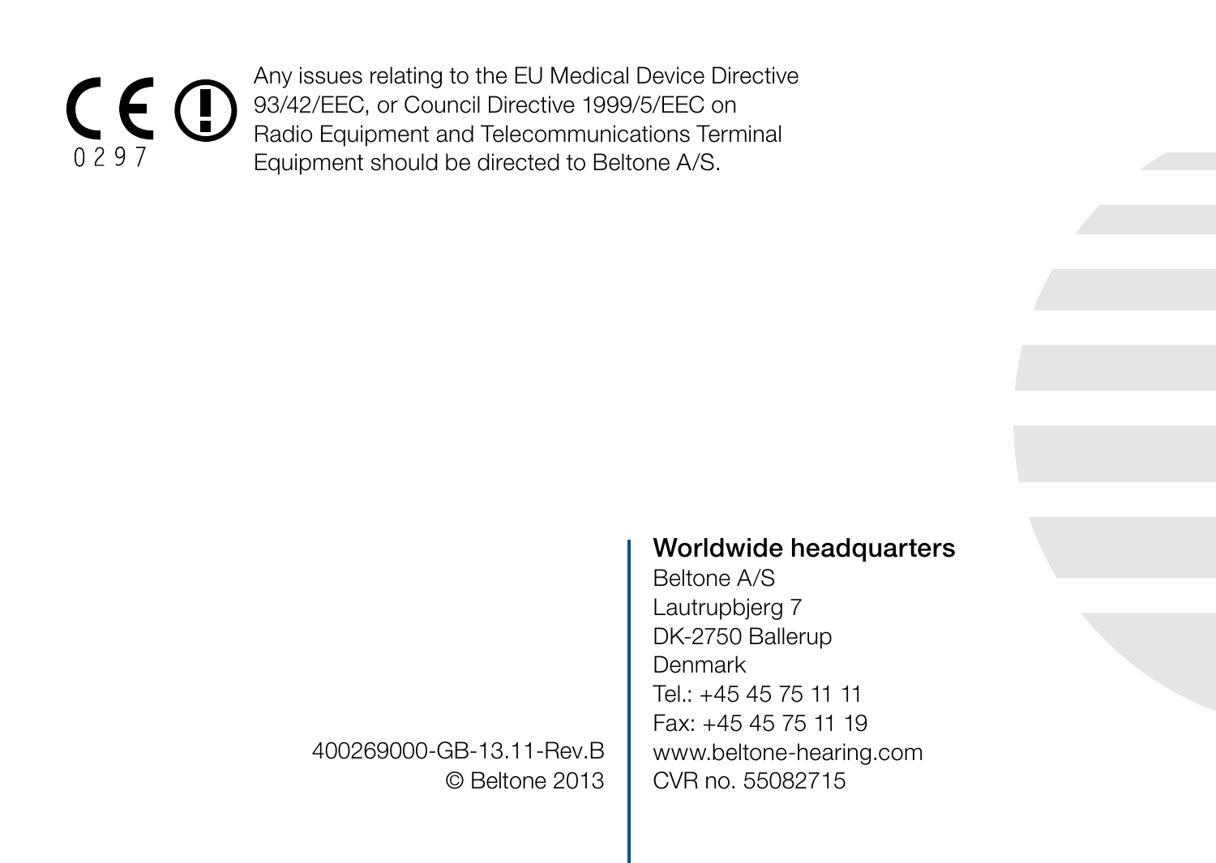CE 0297

Any issues relating to the EU Medical Device Directive 93/42/EEC, or Council Directive 1999/5/EEC on Radio Equipment and Telecommunications Terminal Equipment should be directed to Beltone A/S.

400269000-GB-13.11-Rev.B
© Beltone 2013

**Worldwide headquarters**
Beltone A/S
Lautrupbjerg 7
DK-2750 Ballerup
Denmark
Tel.: +45 45 75 11 11
Fax: +45 45 75 11 19
www.beltone-hearing.com
CVR no. 55082715